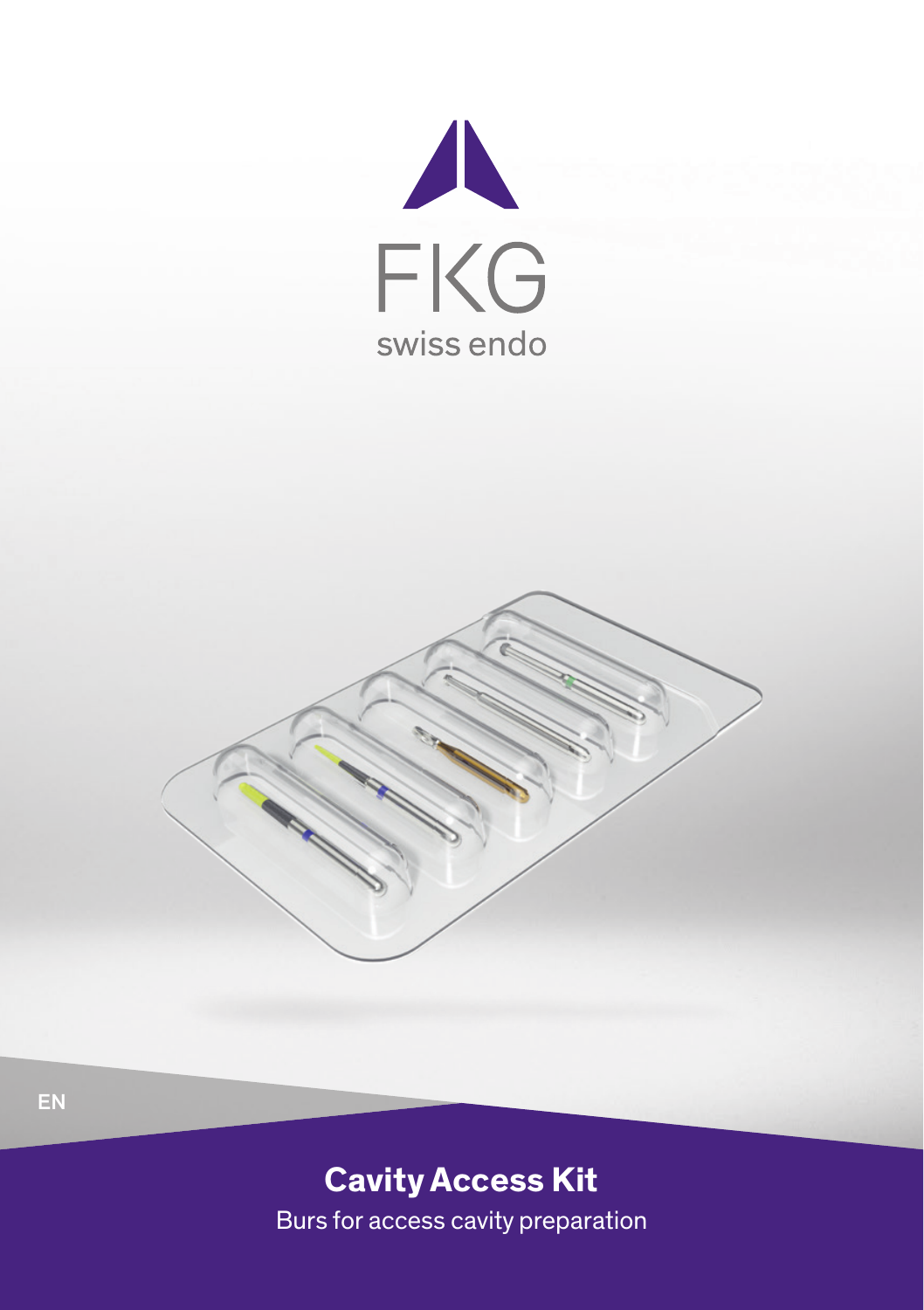FKG

swiss endo

EN

# Cavity Access Kit

Burs for access cavity preparation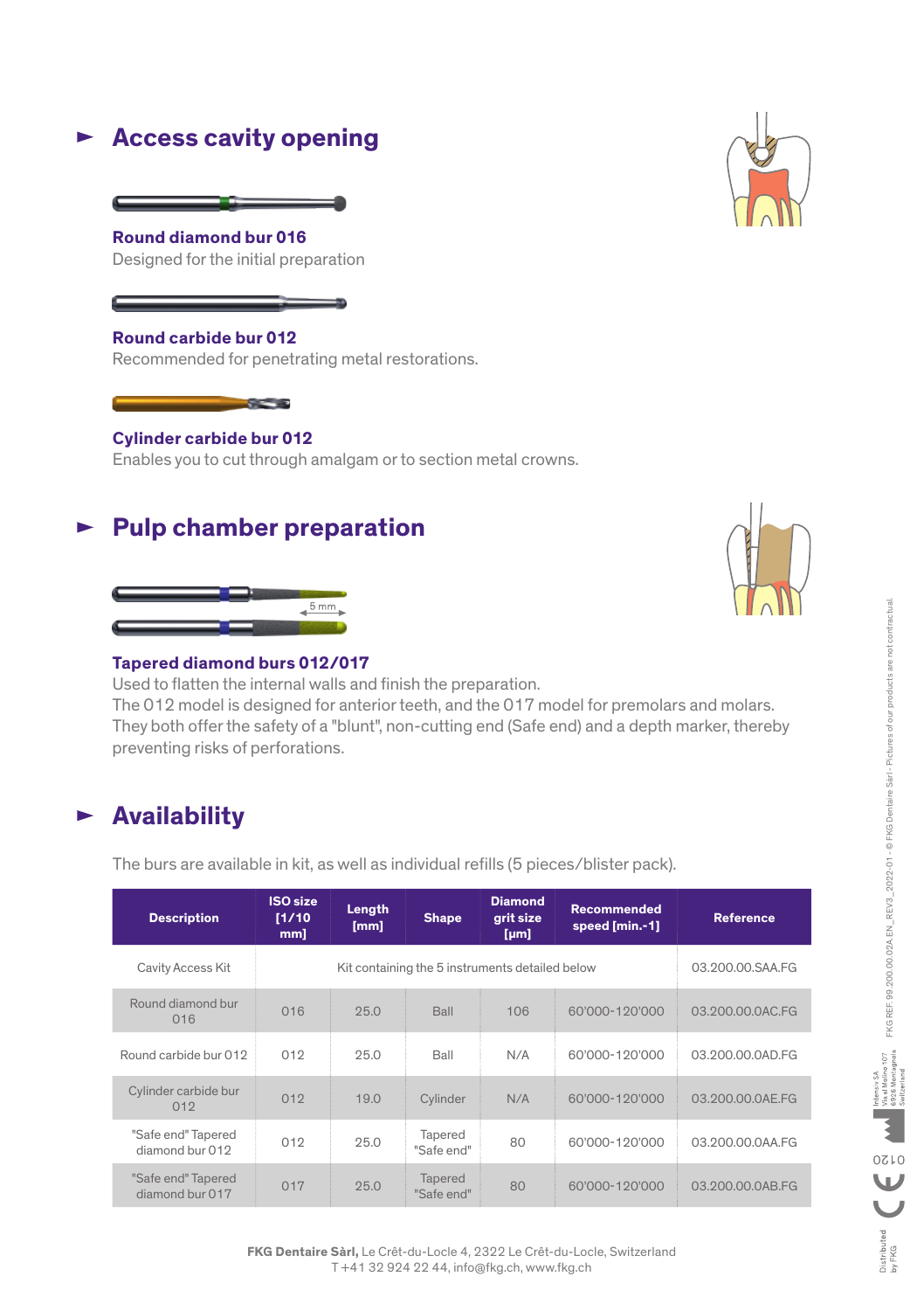## Access cavity opening

**Round diamond bur 016**
Designed for the initial preparation

**Round carbide bur 012**
Recommended for penetrating metal restorations.

**Cylinder carbide bur 012**
Enables you to cut through amalgam or to section metal crowns.

## Pulp chamber preparation

5 mm

**Tapered diamond burs 012/017**
Used to flatten the internal walls and finish the preparation.
The 012 model is designed for anterior teeth, and the 017 model for premolars and molars.
They both offer the safety of a "blunt", non-cutting end (Safe end) and a depth marker, thereby preventing risks of perforations.

## Availability

The burs are available in kit, as well as individual refills (5 pieces/blister pack).

| Description | ISO size [1/10 mm] | Length [mm] | Shape | Diamond grit size [µm] | Recommended speed [min.-1] | Reference |
|---|---|---|---|---|---|---|
| Cavity Access Kit | Kit containing the 5 instruments detailed below | | | | | 03.200.00.SAA.FG |
| Round diamond bur 016 | 016 | 25.0 | Ball | 106 | 60'000-120'000 | 03.200.00.0AC.FG |
| Round carbide bur 012 | 012 | 25.0 | Ball | N/A | 60'000-120'000 | 03.200.00.0AD.FG |
| Cylinder carbide bur 012 | 012 | 19.0 | Cylinder | N/A | 60'000-120'000 | 03.200.00.0AE.FG |
| "Safe end" Tapered diamond bur 012 | 012 | 25.0 | Tapered "Safe end" | 80 | 60'000-120'000 | 03.200.00.0AA.FG |
| "Safe end" Tapered diamond bur 017 | 017 | 25.0 | Tapered "Safe end" | 80 | 60'000-120'000 | 03.200.00.0AB.FG |

**FKG Dentaire Sàrl,** Le Crêt-du-Locle 4, 2322 Le Crêt-du-Locle, Switzerland
T +41 32 924 22 44, info@fkg.ch, www.fkg.ch

FKG REF. 99 200.00.02A.EN_REV3_2022-01 - © FKG Dentaire Sàrl - Pictures of our products are not contractual.

Intensiv SA Via al Molino 107 6926 Montagnola Switzerland

0120

Distributed by FKG